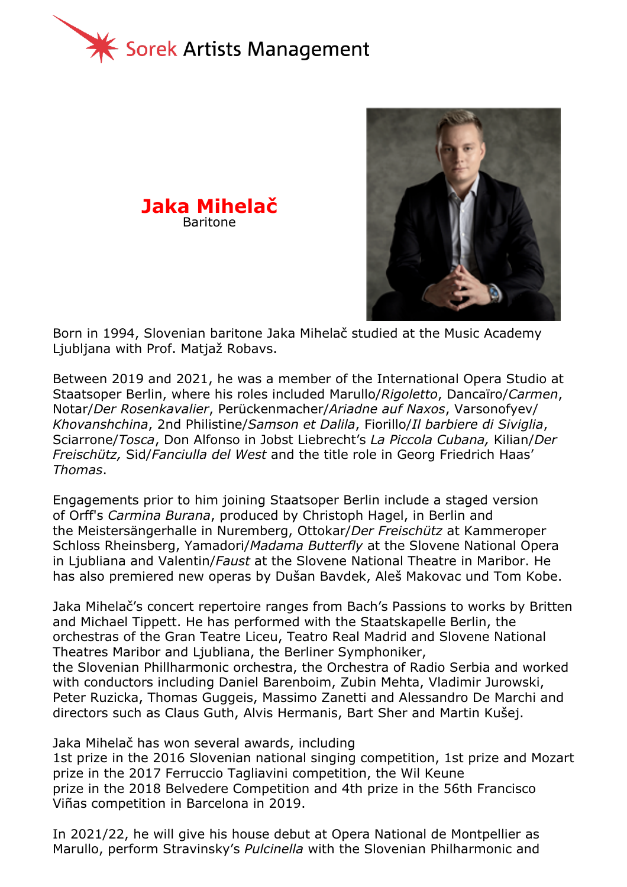Sorek Artists Management

# Jaka Mihelač

Baritone

Born in 1994, Slovenian baritone Jaka Mihelač studied at the Music Academy Ljubljana with Prof. Matjaž Robavs.

Between 2019 and 2021, he was a member of the International Opera Studio at Staatsoper Berlin, where his roles included Marullo/*Rigoletto*, Dancaïro/*Carmen*, Notar/*Der Rosenkavalier*, Perückenmacher/*Ariadne auf Naxos*, Varsonofyev/*Khovanshchina*, 2nd Philistine/*Samson et Dalila*, Fiorillo/*Il barbiere di Siviglia*, Sciarrone/*Tosca*, Don Alfonso in Jobst Liebrecht's *La Piccola Cubana,* Kilian/*Der Freischütz,* Sid/*Fanciulla del West* and the title role in Georg Friedrich Haas' *Thomas*.

Engagements prior to him joining Staatsoper Berlin include a staged version of Orff's *Carmina Burana*, produced by Christoph Hagel, in Berlin and the Meistersängerhalle in Nuremberg, Ottokar/*Der Freischütz* at Kammeroper Schloss Rheinsberg, Yamadori/*Madama Butterfly* at the Slovene National Opera in Ljubliana and Valentin/*Faust* at the Slovene National Theatre in Maribor. He has also premiered new operas by Dušan Bavdek, Aleš Makovac und Tom Kobe.

Jaka Mihelač's concert repertoire ranges from Bach's Passions to works by Britten and Michael Tippett. He has performed with the Staatskapelle Berlin, the orchestras of the Gran Teatre Liceu, Teatro Real Madrid and Slovene National Theatres Maribor and Ljubliana, the Berliner Symphoniker, the Slovenian Phillharmonic orchestra, the Orchestra of Radio Serbia and worked with conductors including Daniel Barenboim, Zubin Mehta, Vladimir Jurowski, Peter Ruzicka, Thomas Guggeis, Massimo Zanetti and Alessandro De Marchi and directors such as Claus Guth, Alvis Hermanis, Bart Sher and Martin Kušej.

Jaka Mihelač has won several awards, including 1st prize in the 2016 Slovenian national singing competition, 1st prize and Mozart prize in the 2017 Ferruccio Tagliavini competition, the Wil Keune prize in the 2018 Belvedere Competition and 4th prize in the 56th Francisco Viñas competition in Barcelona in 2019.

In 2021/22, he will give his house debut at Opera National de Montpellier as Marullo, perform Stravinsky's *Pulcinella* with the Slovenian Philharmonic and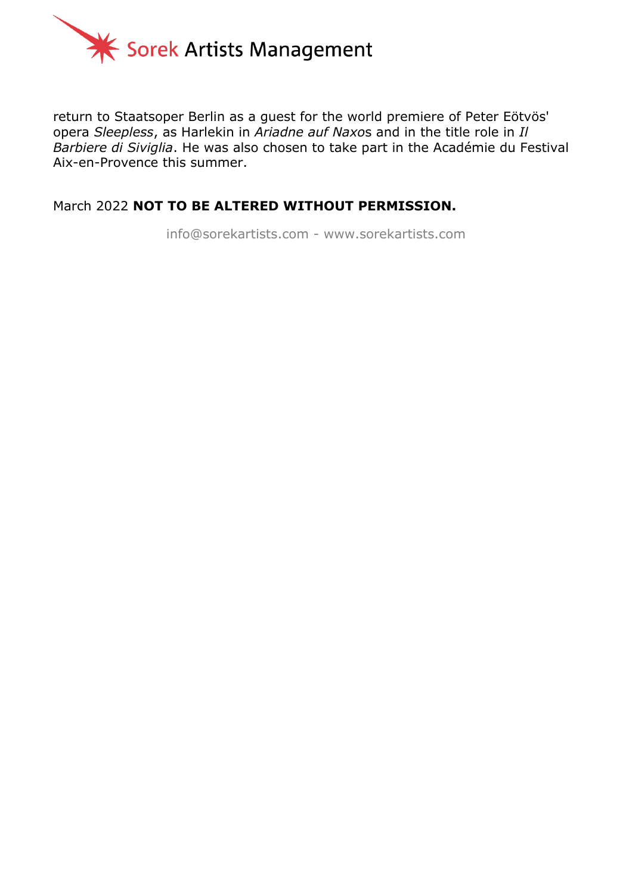return to Staatsoper Berlin as a guest for the world premiere of Peter Eötvös' opera *Sleepless*, as Harlekin in *Ariadne auf Naxo*s and in the title role in *Il Barbiere di Siviglia*. He was also chosen to take part in the Académie du Festival Aix-en-Provence this summer.

March 2022 **NOT TO BE ALTERED WITHOUT PERMISSION.**

info@sorekartists.com - www.sorekartists.com